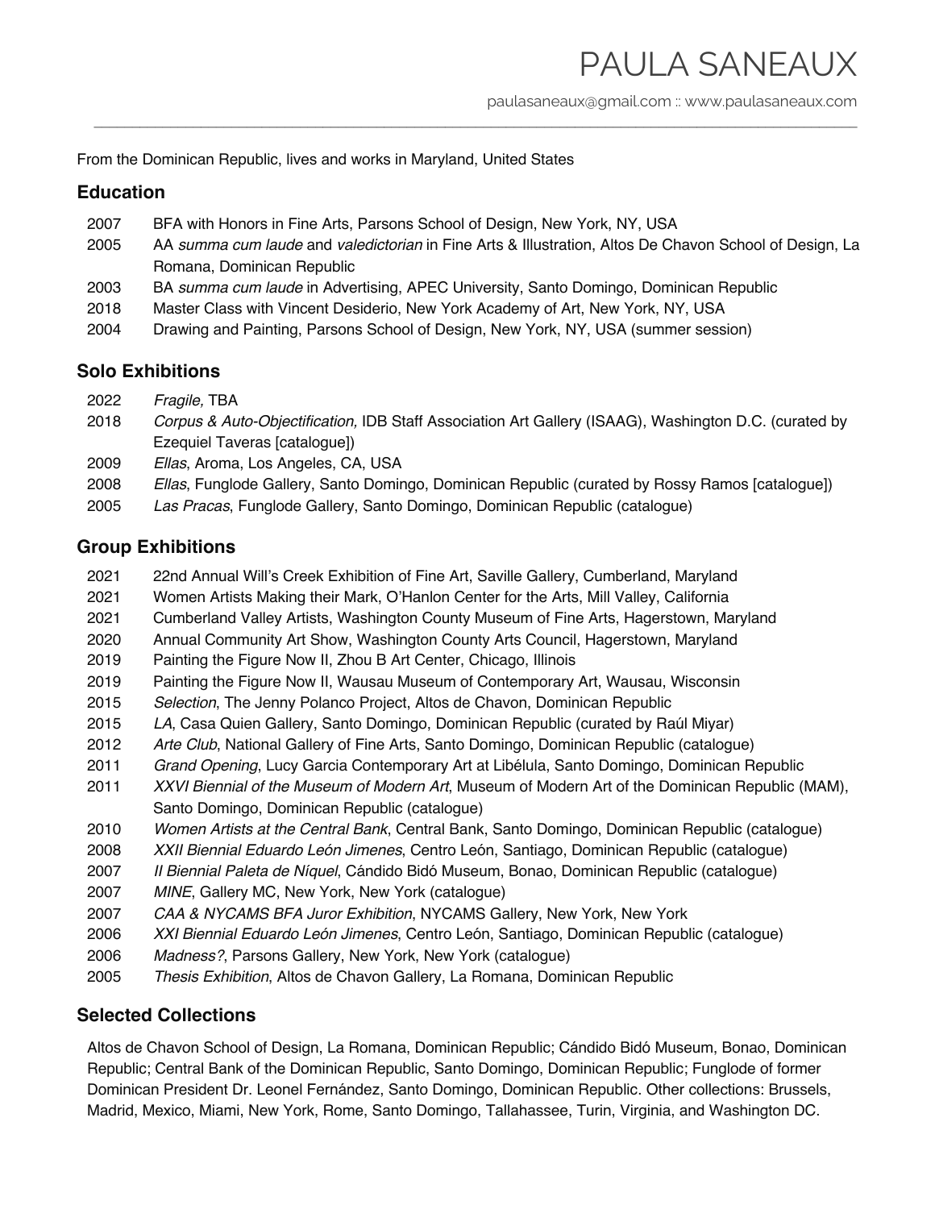# PAULA SANEAUX

paulasaneaux@gmail.com :: www.paulasaneaux.com

---

From the Dominican Republic, lives and works in Maryland, United States

## Education

- 2007 BFA with Honors in Fine Arts, Parsons School of Design, New York, NY, USA
- 2005 AA *summa cum laude* and *valedictorian* in Fine Arts & Illustration, Altos De Chavon School of Design, La Romana, Dominican Republic
- 2003 BA *summa cum laude* in Advertising, APEC University, Santo Domingo, Dominican Republic
- 2018 Master Class with Vincent Desiderio, New York Academy of Art, New York, NY, USA
- 2004 Drawing and Painting, Parsons School of Design, New York, NY, USA (summer session)

## Solo Exhibitions

- 2022 *Fragile,* TBA
- 2018 *Corpus & Auto-Objectification,* IDB Staff Association Art Gallery (ISAAG), Washington D.C. (curated by Ezequiel Taveras [catalogue])
- 2009 *Ellas*, Aroma, Los Angeles, CA, USA
- 2008 *Ellas*, Funglode Gallery, Santo Domingo, Dominican Republic (curated by Rossy Ramos [catalogue])
- 2005 *Las Pracas*, Funglode Gallery, Santo Domingo, Dominican Republic (catalogue)

## Group Exhibitions

- 2021 22nd Annual Will's Creek Exhibition of Fine Art, Saville Gallery, Cumberland, Maryland
- 2021 Women Artists Making their Mark, O'Hanlon Center for the Arts, Mill Valley, California
- 2021 Cumberland Valley Artists, Washington County Museum of Fine Arts, Hagerstown, Maryland
- 2020 Annual Community Art Show, Washington County Arts Council, Hagerstown, Maryland
- 2019 Painting the Figure Now II, Zhou B Art Center, Chicago, Illinois
- 2019 Painting the Figure Now II, Wausau Museum of Contemporary Art, Wausau, Wisconsin
- 2015 *Selection*, The Jenny Polanco Project, Altos de Chavon, Dominican Republic
- 2015 *LA*, Casa Quien Gallery, Santo Domingo, Dominican Republic (curated by Raúl Miyar)
- 2012 *Arte Club*, National Gallery of Fine Arts, Santo Domingo, Dominican Republic (catalogue)
- 2011 *Grand Opening*, Lucy Garcia Contemporary Art at Libélula, Santo Domingo, Dominican Republic
- 2011 *XXVI Biennial of the Museum of Modern Art*, Museum of Modern Art of the Dominican Republic (MAM), Santo Domingo, Dominican Republic (catalogue)
- 2010 *Women Artists at the Central Bank*, Central Bank, Santo Domingo, Dominican Republic (catalogue)
- 2008 *XXII Biennial Eduardo León Jimenes*, Centro León, Santiago, Dominican Republic (catalogue)
- 2007 *II Biennial Paleta de Níquel*, Cándido Bidó Museum, Bonao, Dominican Republic (catalogue)
- 2007 *MINE*, Gallery MC, New York, New York (catalogue)
- 2007 *CAA & NYCAMS BFA Juror Exhibition*, NYCAMS Gallery, New York, New York
- 2006 *XXI Biennial Eduardo León Jimenes*, Centro León, Santiago, Dominican Republic (catalogue)
- 2006 *Madness?*, Parsons Gallery, New York, New York (catalogue)
- 2005 *Thesis Exhibition*, Altos de Chavon Gallery, La Romana, Dominican Republic

## Selected Collections

Altos de Chavon School of Design, La Romana, Dominican Republic; Cándido Bidó Museum, Bonao, Dominican Republic; Central Bank of the Dominican Republic, Santo Domingo, Dominican Republic; Funglode of former Dominican President Dr. Leonel Fernández, Santo Domingo, Dominican Republic. Other collections: Brussels, Madrid, Mexico, Miami, New York, Rome, Santo Domingo, Tallahassee, Turin, Virginia, and Washington DC.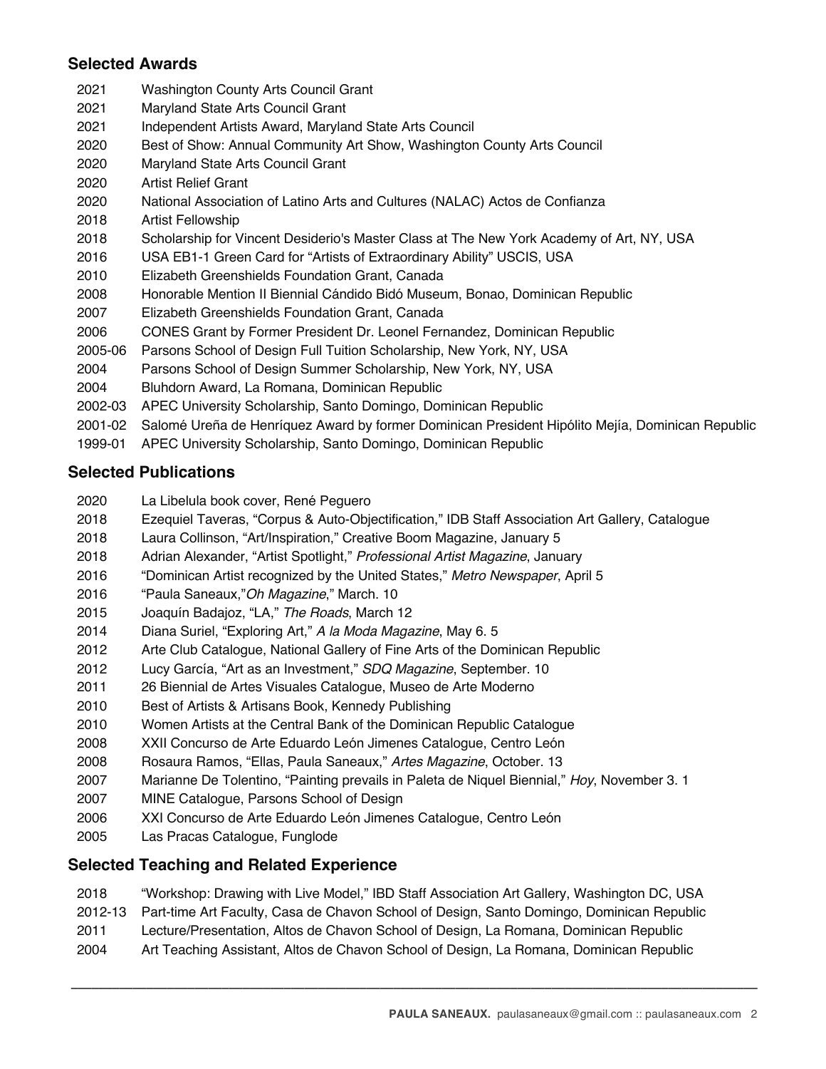## Selected Awards

| | |
|---|---|
| 2021 | Washington County Arts Council Grant |
| 2021 | Maryland State Arts Council Grant |
| 2021 | Independent Artists Award, Maryland State Arts Council |
| 2020 | Best of Show: Annual Community Art Show, Washington County Arts Council |
| 2020 | Maryland State Arts Council Grant |
| 2020 | Artist Relief Grant |
| 2020 | National Association of Latino Arts and Cultures (NALAC) Actos de Confianza |
| 2018 | Artist Fellowship |
| 2018 | Scholarship for Vincent Desiderio's Master Class at The New York Academy of Art, NY, USA |
| 2016 | USA EB1-1 Green Card for "Artists of Extraordinary Ability" USCIS, USA |
| 2010 | Elizabeth Greenshields Foundation Grant, Canada |
| 2008 | Honorable Mention II Biennial Cándido Bidó Museum, Bonao, Dominican Republic |
| 2007 | Elizabeth Greenshields Foundation Grant, Canada |
| 2006 | CONES Grant by Former President Dr. Leonel Fernandez, Dominican Republic |
| 2005-06 | Parsons School of Design Full Tuition Scholarship, New York, NY, USA |
| 2004 | Parsons School of Design Summer Scholarship, New York, NY, USA |
| 2004 | Bluhdorn Award, La Romana, Dominican Republic |
| 2002-03 | APEC University Scholarship, Santo Domingo, Dominican Republic |
| 2001-02 | Salomé Ureña de Henríquez Award by former Dominican President Hipólito Mejía, Dominican Republic |
| 1999-01 | APEC University Scholarship, Santo Domingo, Dominican Republic |

## Selected Publications

| | |
|---|---|
| 2020 | La Libelula book cover, René Peguero |
| 2018 | Ezequiel Taveras, "Corpus & Auto-Objectification," IDB Staff Association Art Gallery, Catalogue |
| 2018 | Laura Collinson, "Art/Inspiration," Creative Boom Magazine, January 5 |
| 2018 | Adrian Alexander, "Artist Spotlight," *Professional Artist Magazine*, January |
| 2016 | "Dominican Artist recognized by the United States," *Metro Newspaper*, April 5 |
| 2016 | "Paula Saneaux,"*Oh Magazine*," March. 10 |
| 2015 | Joaquín Badajoz, "LA," *The Roads*, March 12 |
| 2014 | Diana Suriel, "Exploring Art," *A la Moda Magazine*, May 6. 5 |
| 2012 | Arte Club Catalogue, National Gallery of Fine Arts of the Dominican Republic |
| 2012 | Lucy García, "Art as an Investment," *SDQ Magazine*, September. 10 |
| 2011 | 26 Biennial de Artes Visuales Catalogue, Museo de Arte Moderno |
| 2010 | Best of Artists & Artisans Book, Kennedy Publishing |
| 2010 | Women Artists at the Central Bank of the Dominican Republic Catalogue |
| 2008 | XXII Concurso de Arte Eduardo León Jimenes Catalogue, Centro León |
| 2008 | Rosaura Ramos, "Ellas, Paula Saneaux," *Artes Magazine*, October. 13 |
| 2007 | Marianne De Tolentino, "Painting prevails in Paleta de Niquel Biennial," *Hoy*, November 3. 1 |
| 2007 | MINE Catalogue, Parsons School of Design |
| 2006 | XXI Concurso de Arte Eduardo León Jimenes Catalogue, Centro León |
| 2005 | Las Pracas Catalogue, Funglode |

## Selected Teaching and Related Experience

| | |
|---|---|
| 2018 | "Workshop: Drawing with Live Model," IBD Staff Association Art Gallery, Washington DC, USA |
| 2012-13 | Part-time Art Faculty, Casa de Chavon School of Design, Santo Domingo, Dominican Republic |
| 2011 | Lecture/Presentation, Altos de Chavon School of Design, La Romana, Dominican Republic |
| 2004 | Art Teaching Assistant, Altos de Chavon School of Design, La Romana, Dominican Republic |